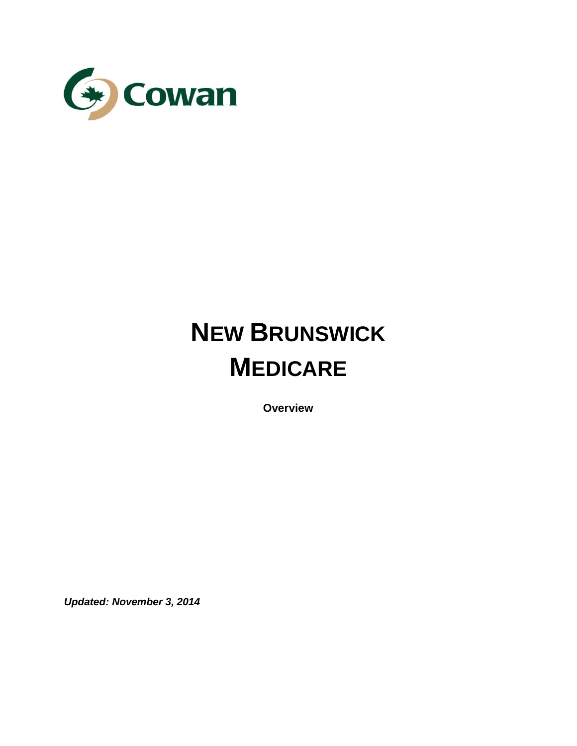Cowan

# New Brunswick Medicare

**Overview**

***Updated: November 3, 2014***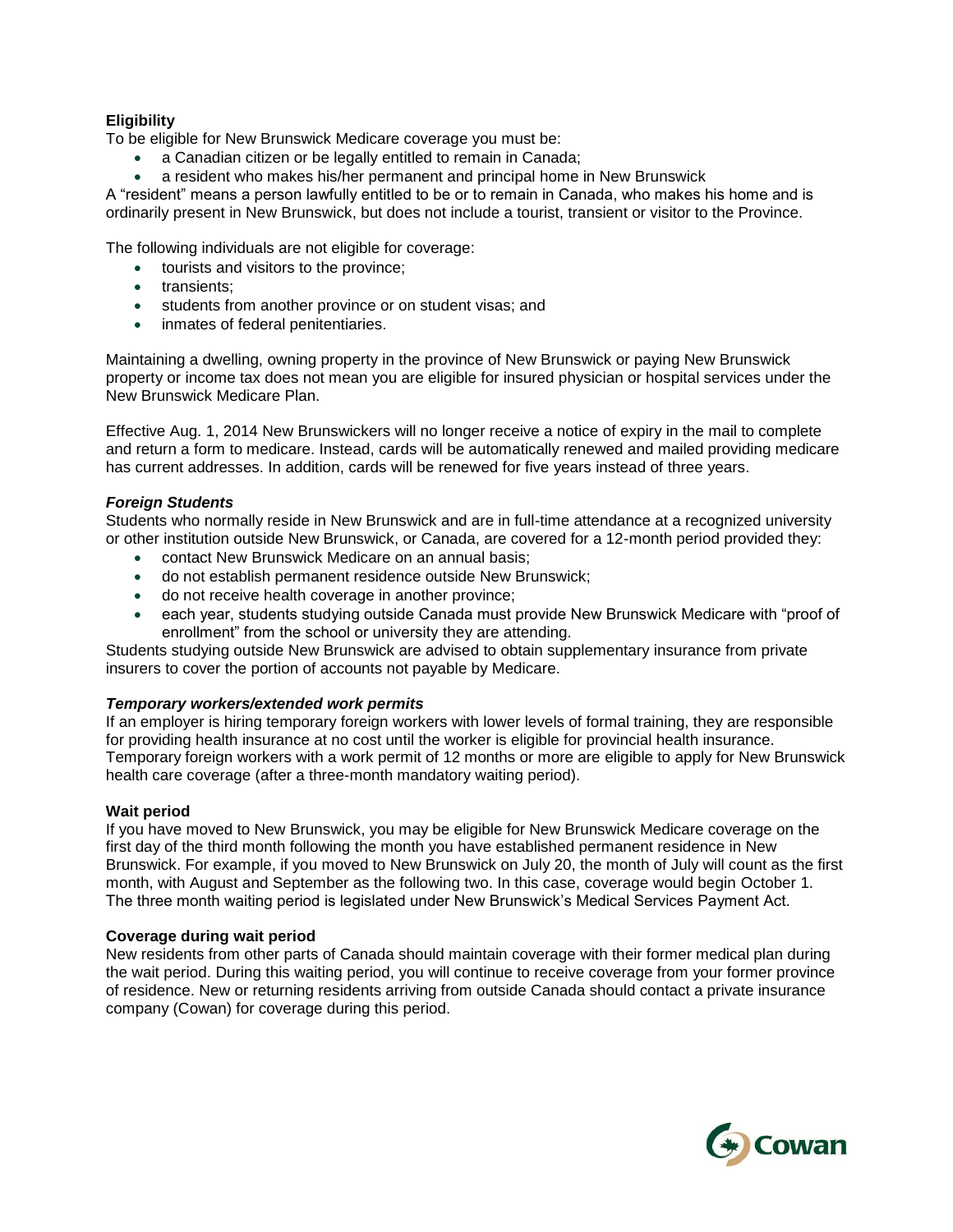**Eligibility**

To be eligible for New Brunswick Medicare coverage you must be:

- a Canadian citizen or be legally entitled to remain in Canada;
- a resident who makes his/her permanent and principal home in New Brunswick

A "resident" means a person lawfully entitled to be or to remain in Canada, who makes his home and is ordinarily present in New Brunswick, but does not include a tourist, transient or visitor to the Province.

The following individuals are not eligible for coverage:

- tourists and visitors to the province;
- transients;
- students from another province or on student visas; and
- inmates of federal penitentiaries.

Maintaining a dwelling, owning property in the province of New Brunswick or paying New Brunswick property or income tax does not mean you are eligible for insured physician or hospital services under the New Brunswick Medicare Plan.

Effective Aug. 1, 2014 New Brunswickers will no longer receive a notice of expiry in the mail to complete and return a form to medicare. Instead, cards will be automatically renewed and mailed providing medicare has current addresses. In addition, cards will be renewed for five years instead of three years.

***Foreign Students***

Students who normally reside in New Brunswick and are in full-time attendance at a recognized university or other institution outside New Brunswick, or Canada, are covered for a 12-month period provided they:

- contact New Brunswick Medicare on an annual basis;
- do not establish permanent residence outside New Brunswick;
- do not receive health coverage in another province;
- each year, students studying outside Canada must provide New Brunswick Medicare with "proof of enrollment" from the school or university they are attending.

Students studying outside New Brunswick are advised to obtain supplementary insurance from private insurers to cover the portion of accounts not payable by Medicare.

***Temporary workers/extended work permits***

If an employer is hiring temporary foreign workers with lower levels of formal training, they are responsible for providing health insurance at no cost until the worker is eligible for provincial health insurance. Temporary foreign workers with a work permit of 12 months or more are eligible to apply for New Brunswick health care coverage (after a three-month mandatory waiting period).

**Wait period**

If you have moved to New Brunswick, you may be eligible for New Brunswick Medicare coverage on the first day of the third month following the month you have established permanent residence in New Brunswick. For example, if you moved to New Brunswick on July 20, the month of July will count as the first month, with August and September as the following two. In this case, coverage would begin October 1. The three month waiting period is legislated under New Brunswick's Medical Services Payment Act.

**Coverage during wait period**

New residents from other parts of Canada should maintain coverage with their former medical plan during the wait period. During this waiting period, you will continue to receive coverage from your former province of residence. New or returning residents arriving from outside Canada should contact a private insurance company (Cowan) for coverage during this period.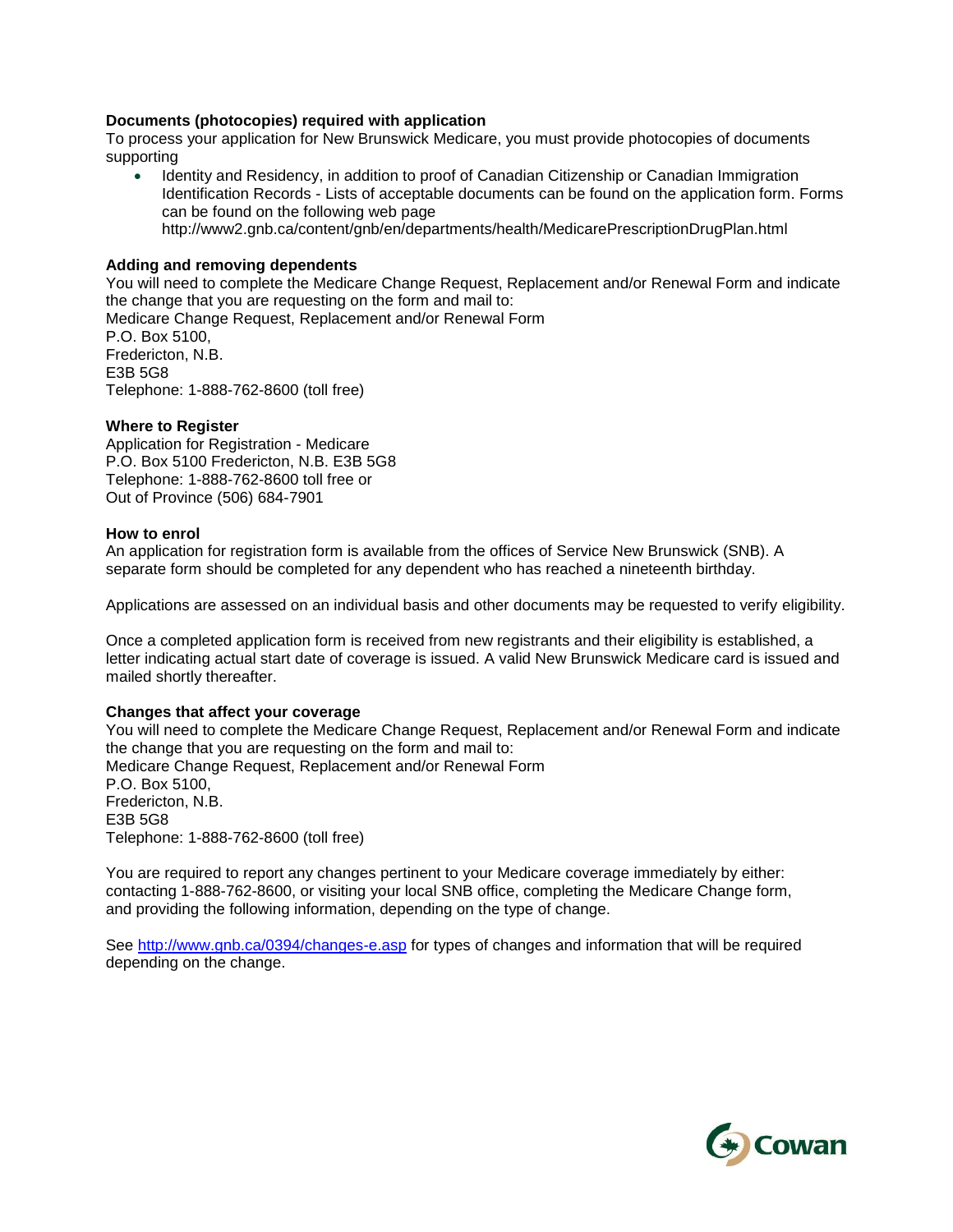**Documents (photocopies) required with application**

To process your application for New Brunswick Medicare, you must provide photocopies of documents supporting

- Identity and Residency, in addition to proof of Canadian Citizenship or Canadian Immigration Identification Records - Lists of acceptable documents can be found on the application form. Forms can be found on the following web page http://www2.gnb.ca/content/gnb/en/departments/health/MedicarePrescriptionDrugPlan.html

**Adding and removing dependents**

You will need to complete the Medicare Change Request, Replacement and/or Renewal Form and indicate the change that you are requesting on the form and mail to:
Medicare Change Request, Replacement and/or Renewal Form
P.O. Box 5100,
Fredericton, N.B.
E3B 5G8
Telephone: 1-888-762-8600 (toll free)

**Where to Register**

Application for Registration - Medicare
P.O. Box 5100 Fredericton, N.B. E3B 5G8
Telephone: 1-888-762-8600 toll free or
Out of Province (506) 684-7901

**How to enrol**

An application for registration form is available from the offices of Service New Brunswick (SNB). A separate form should be completed for any dependent who has reached a nineteenth birthday.

Applications are assessed on an individual basis and other documents may be requested to verify eligibility.

Once a completed application form is received from new registrants and their eligibility is established, a letter indicating actual start date of coverage is issued. A valid New Brunswick Medicare card is issued and mailed shortly thereafter.

**Changes that affect your coverage**

You will need to complete the Medicare Change Request, Replacement and/or Renewal Form and indicate the change that you are requesting on the form and mail to:
Medicare Change Request, Replacement and/or Renewal Form
P.O. Box 5100,
Fredericton, N.B.
E3B 5G8
Telephone: 1-888-762-8600 (toll free)

You are required to report any changes pertinent to your Medicare coverage immediately by either: contacting 1-888-762-8600, or visiting your local SNB office, completing the Medicare Change form, and providing the following information, depending on the type of change.

See [http://www.gnb.ca/0394/changes-e.asp](http://www.gnb.ca/0394/changes-e.asp) for types of changes and information that will be required depending on the change.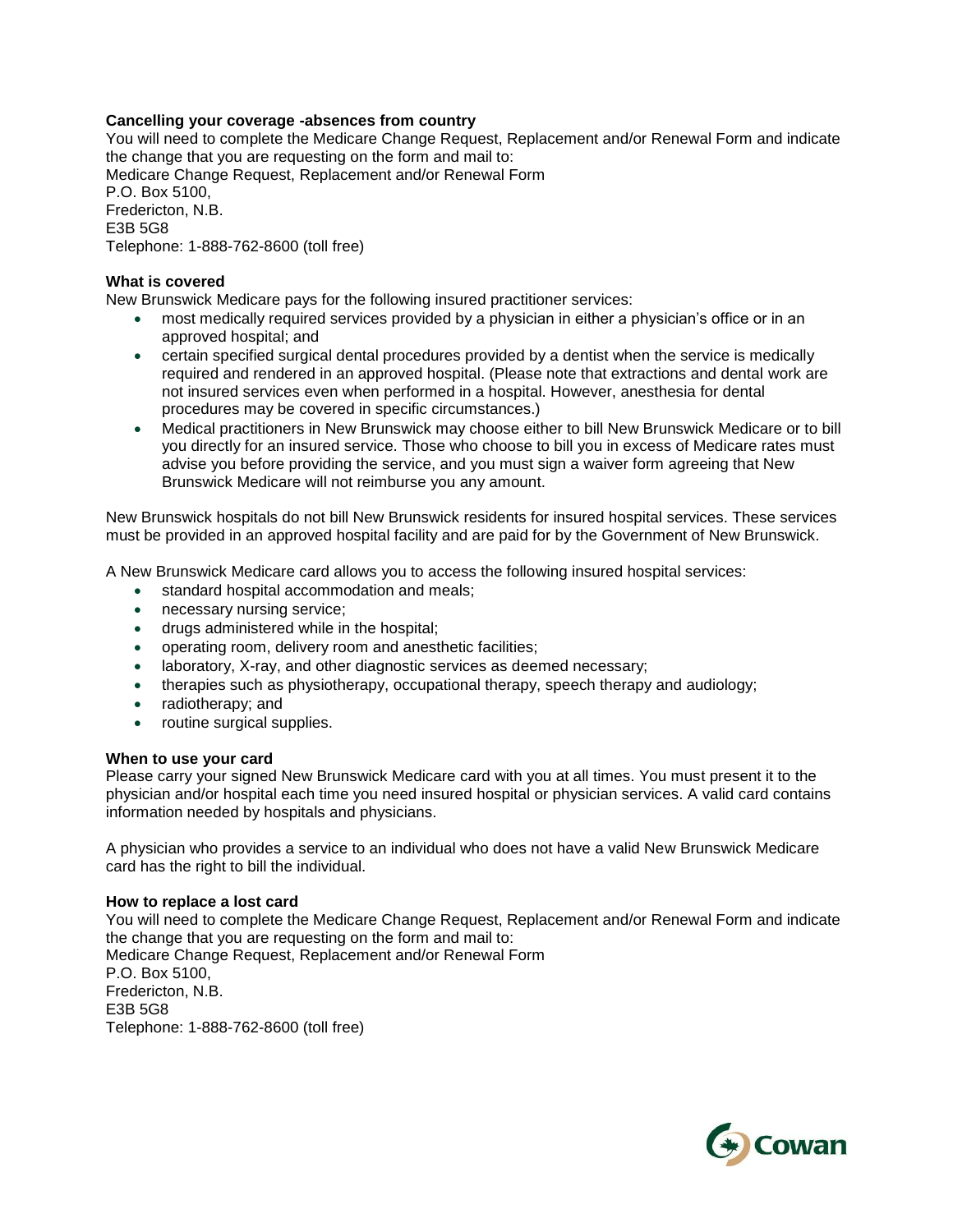**Cancelling your coverage -absences from country**

You will need to complete the Medicare Change Request, Replacement and/or Renewal Form and indicate the change that you are requesting on the form and mail to:
Medicare Change Request, Replacement and/or Renewal Form
P.O. Box 5100,
Fredericton, N.B.
E3B 5G8
Telephone: 1-888-762-8600 (toll free)

**What is covered**

New Brunswick Medicare pays for the following insured practitioner services:

- most medically required services provided by a physician in either a physician's office or in an approved hospital; and
- certain specified surgical dental procedures provided by a dentist when the service is medically required and rendered in an approved hospital. (Please note that extractions and dental work are not insured services even when performed in a hospital. However, anesthesia for dental procedures may be covered in specific circumstances.)
- Medical practitioners in New Brunswick may choose either to bill New Brunswick Medicare or to bill you directly for an insured service. Those who choose to bill you in excess of Medicare rates must advise you before providing the service, and you must sign a waiver form agreeing that New Brunswick Medicare will not reimburse you any amount.

New Brunswick hospitals do not bill New Brunswick residents for insured hospital services. These services must be provided in an approved hospital facility and are paid for by the Government of New Brunswick.

A New Brunswick Medicare card allows you to access the following insured hospital services:

- standard hospital accommodation and meals;
- necessary nursing service;
- drugs administered while in the hospital;
- operating room, delivery room and anesthetic facilities;
- laboratory, X-ray, and other diagnostic services as deemed necessary;
- therapies such as physiotherapy, occupational therapy, speech therapy and audiology;
- radiotherapy; and
- routine surgical supplies.

**When to use your card**

Please carry your signed New Brunswick Medicare card with you at all times. You must present it to the physician and/or hospital each time you need insured hospital or physician services. A valid card contains information needed by hospitals and physicians.

A physician who provides a service to an individual who does not have a valid New Brunswick Medicare card has the right to bill the individual.

**How to replace a lost card**

You will need to complete the Medicare Change Request, Replacement and/or Renewal Form and indicate the change that you are requesting on the form and mail to:
Medicare Change Request, Replacement and/or Renewal Form
P.O. Box 5100,
Fredericton, N.B.
E3B 5G8
Telephone: 1-888-762-8600 (toll free)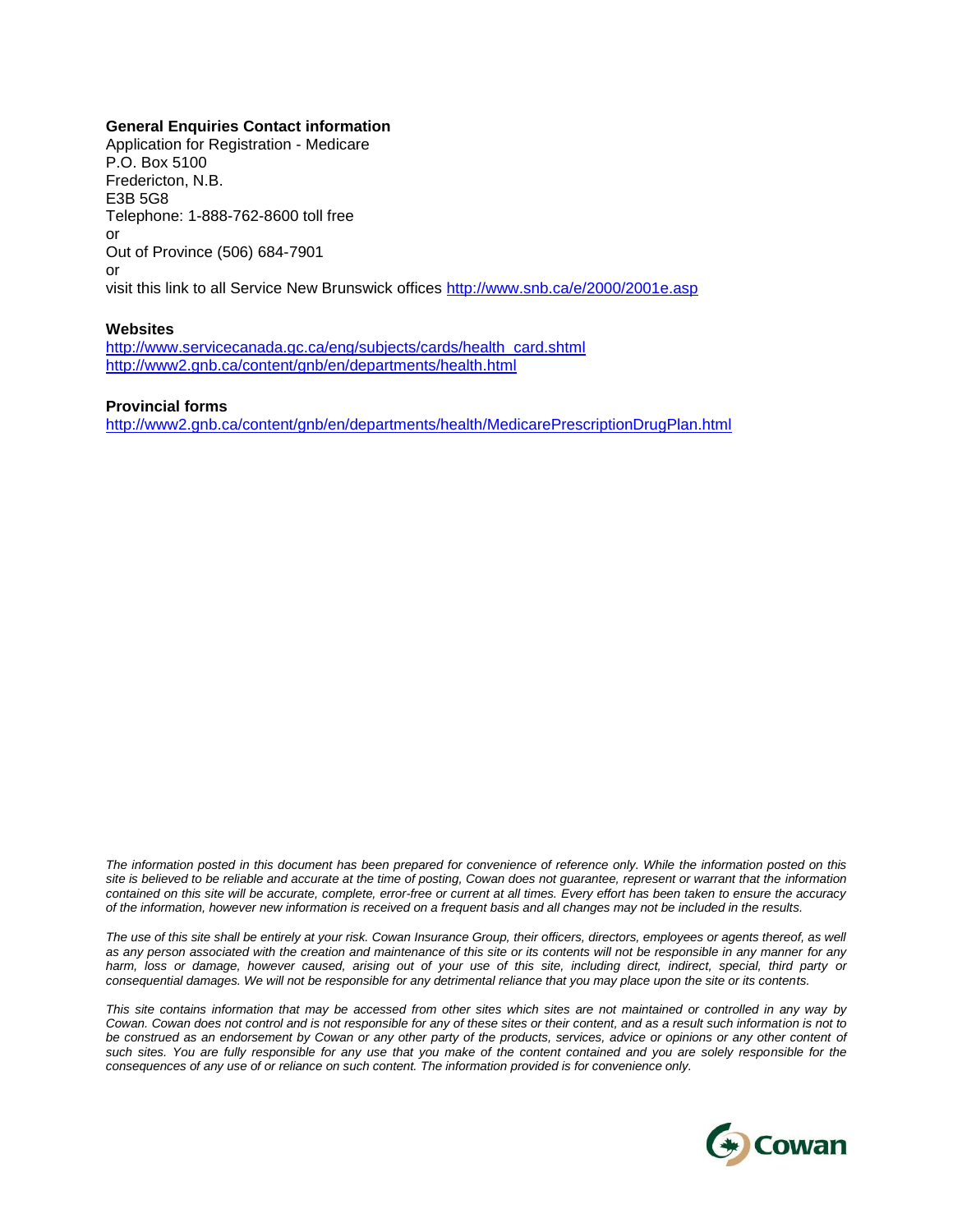**General Enquiries Contact information**

Application for Registration - Medicare
P.O. Box 5100
Fredericton, N.B.
E3B 5G8
Telephone: 1-888-762-8600 toll free
or
Out of Province (506) 684-7901
or
visit this link to all Service New Brunswick offices http://www.snb.ca/e/2000/2001e.asp

**Websites**

http://www.servicecanada.gc.ca/eng/subjects/cards/health_card.shtml
http://www2.gnb.ca/content/gnb/en/departments/health.html

**Provincial forms**

http://www2.gnb.ca/content/gnb/en/departments/health/MedicarePrescriptionDrugPlan.html

*The information posted in this document has been prepared for convenience of reference only. While the information posted on this site is believed to be reliable and accurate at the time of posting, Cowan does not guarantee, represent or warrant that the information contained on this site will be accurate, complete, error-free or current at all times. Every effort has been taken to ensure the accuracy of the information, however new information is received on a frequent basis and all changes may not be included in the results.*

*The use of this site shall be entirely at your risk. Cowan Insurance Group, their officers, directors, employees or agents thereof, as well as any person associated with the creation and maintenance of this site or its contents will not be responsible in any manner for any harm, loss or damage, however caused, arising out of your use of this site, including direct, indirect, special, third party or consequential damages. We will not be responsible for any detrimental reliance that you may place upon the site or its contents.*

*This site contains information that may be accessed from other sites which sites are not maintained or controlled in any way by Cowan. Cowan does not control and is not responsible for any of these sites or their content, and as a result such information is not to be construed as an endorsement by Cowan or any other party of the products, services, advice or opinions or any other content of such sites. You are fully responsible for any use that you make of the content contained and you are solely responsible for the consequences of any use of or reliance on such content. The information provided is for convenience only.*

Cowan